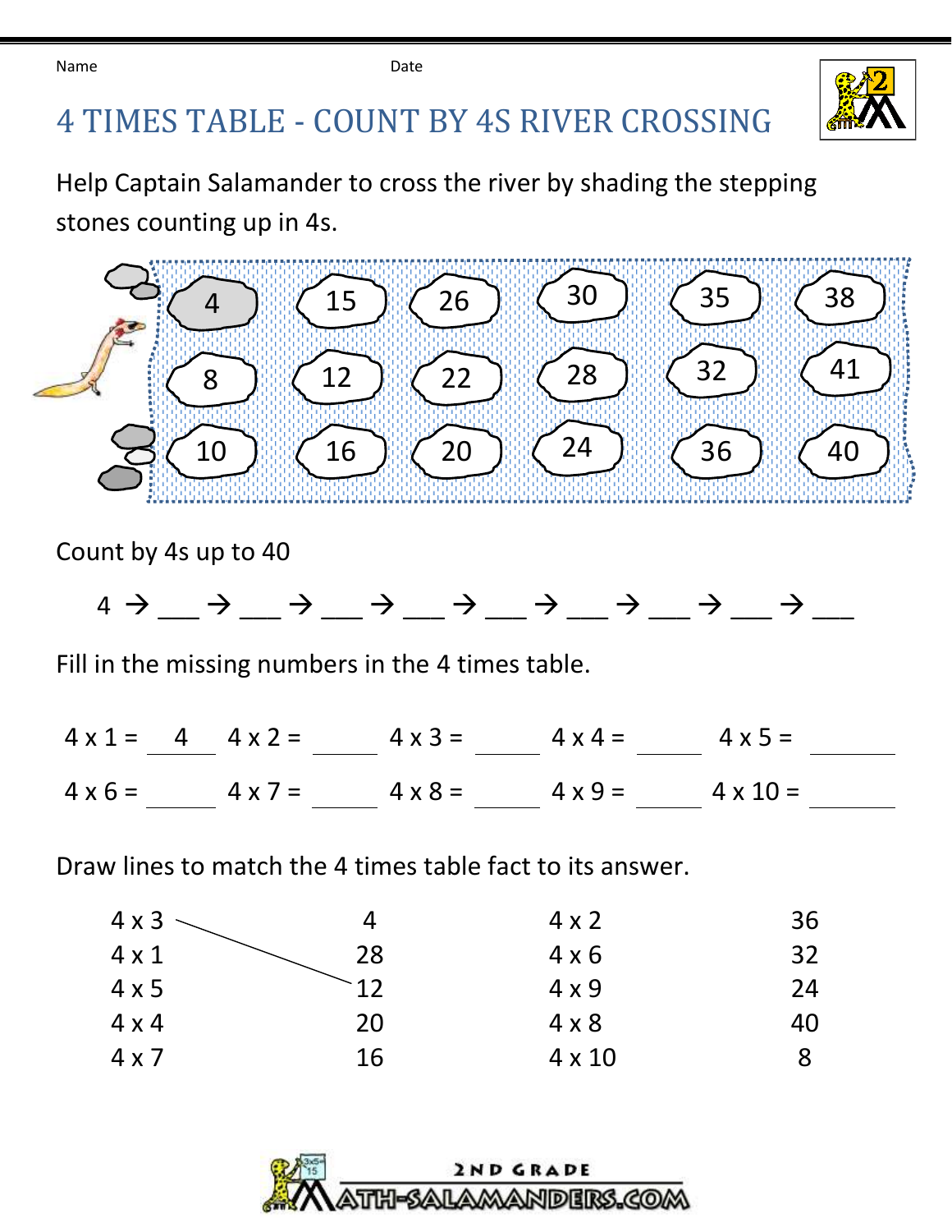Name Date

# 4 TIMES TABLE - COUNT BY 4S RIVER CROSSING

Help Captain Salamander to cross the river by shading the stepping stones counting up in 4s.

| | | | | | |
|---|---|---|---|---|---|
| 4 | 15 | 26 | 30 | 35 | 38 |
| 8 | 12 | 22 | 28 | 32 | 41 |
| 10 | 16 | 20 | 24 | 36 | 40 |

Count by 4s up to 40

4 → ___ → ___ → ___ → ___ → ___ → ___ → ___ → ___ → ___

Fill in the missing numbers in the 4 times table.

4 x 1 = 4 &nbsp;&nbsp; 4 x 2 = ____ &nbsp;&nbsp; 4 x 3 = ____ &nbsp;&nbsp; 4 x 4 = ____ &nbsp;&nbsp; 4 x 5 = ____

4 x 6 = ____ &nbsp;&nbsp; 4 x 7 = ____ &nbsp;&nbsp; 4 x 8 = ____ &nbsp;&nbsp; 4 x 9 = ____ &nbsp;&nbsp; 4 x 10 = ____

Draw lines to match the 4 times table fact to its answer.

| | | | |
|---|---|---|---|
| 4 x 3 | 4 | 4 x 2 | 36 |
| 4 x 1 | 28 | 4 x 6 | 32 |
| 4 x 5 | 12 | 4 x 9 | 24 |
| 4 x 4 | 20 | 4 x 8 | 40 |
| 4 x 7 | 16 | 4 x 10 | 8 |

2ND GRADE MATH-SALAMANDERS.COM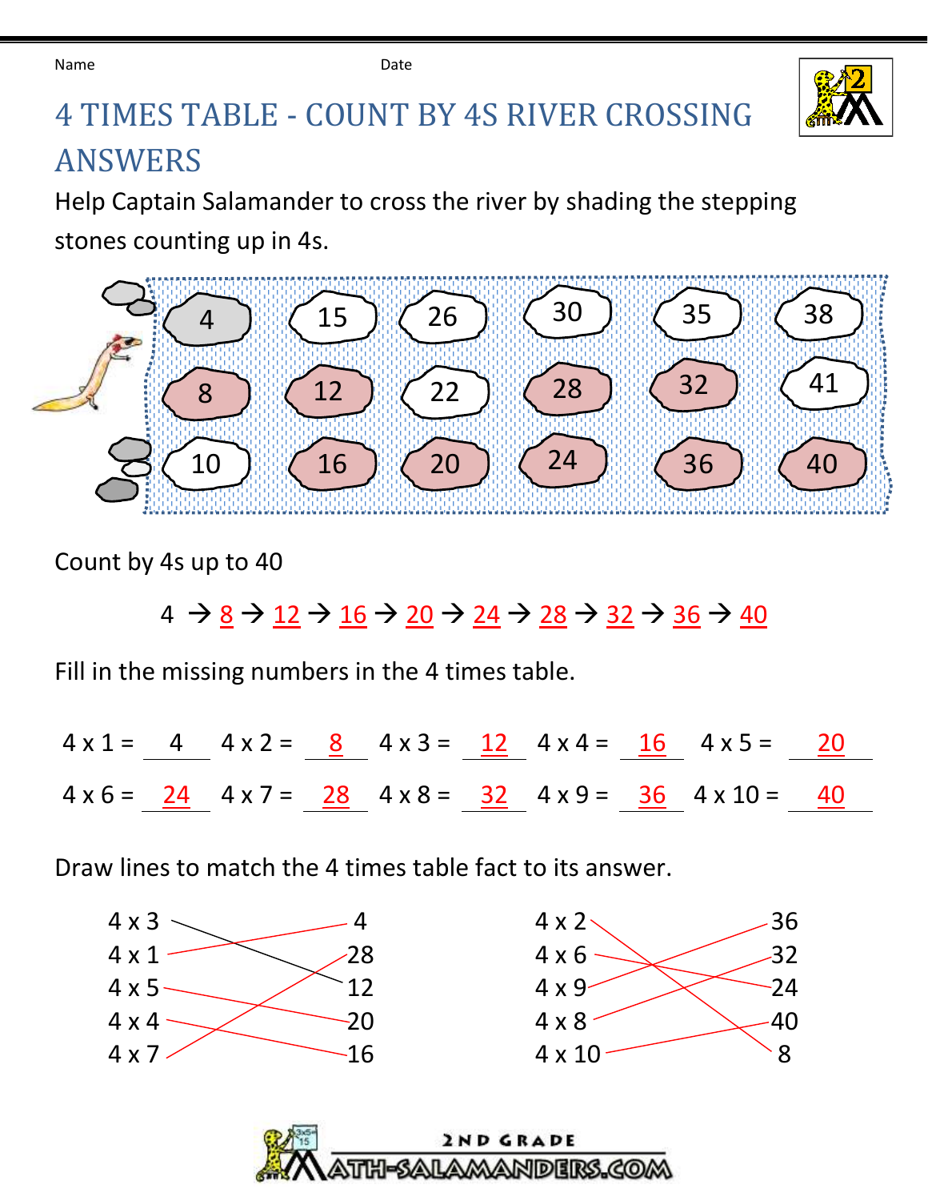Name                                                    Date

# 4 TIMES TABLE - COUNT BY 4S RIVER CROSSING ANSWERS

Help Captain Salamander to cross the river by shading the stepping stones counting up in 4s.

4  15  26  30  35  38

8  12  22  28  32  41

10  16  20  24  36  40

Count by 4s up to 40

4 → 8 → 12 → 16 → 20 → 24 → 28 → 32 → 36 → 40

Fill in the missing numbers in the 4 times table.

| | | | | |
|---|---|---|---|---|
| 4 x 1 = 4 | 4 x 2 = 8 | 4 x 3 = 12 | 4 x 4 = 16 | 4 x 5 = 20 |
| 4 x 6 = 24 | 4 x 7 = 28 | 4 x 8 = 32 | 4 x 9 = 36 | 4 x 10 = 40 |

Draw lines to match the 4 times table fact to its answer.

| | | | |
|---|---|---|---|
| 4 x 3 | 4 | 4 x 2 | 36 |
| 4 x 1 | 28 | 4 x 6 | 32 |
| 4 x 5 | 12 | 4 x 9 | 24 |
| 4 x 4 | 20 | 4 x 8 | 40 |
| 4 x 7 | 16 | 4 x 10 | 8 |

2ND GRADE MATH-SALAMANDERS.COM